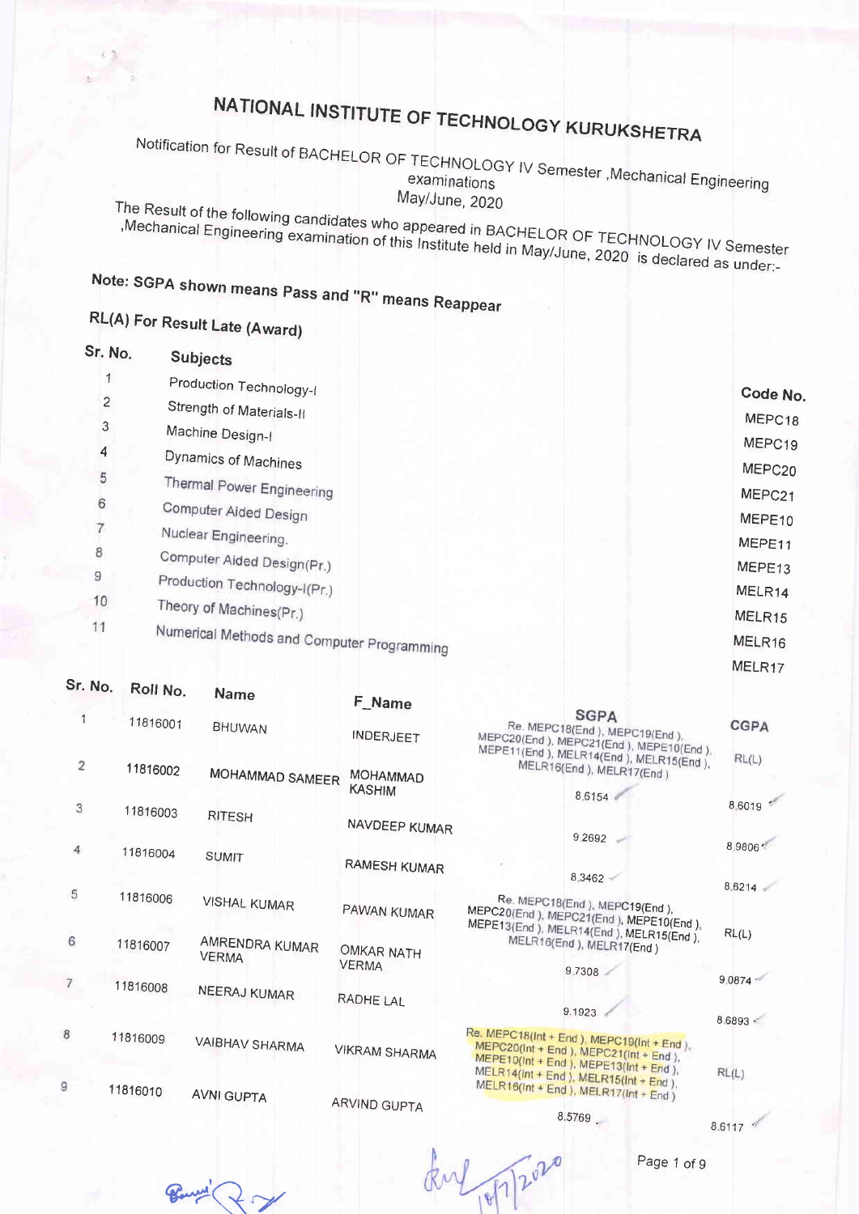# NATIONAL INSTITUTE OF TECHNOLOGY KURUKSHETRA

Notification for Result of BACHELOR OF TECHNOLOGY IV Semester ,Mechanical Engineering examinations May/June, 2020

The Result of the following candidates who appeared in BACHELOR OF TECHNOLOGY IV Semester ,Mechanical Engineering examination of this Institute held in May/June, 2020 is declared as under:-

**Note: SGPA shown means Pass and "R" means Reappear**

**RL(A) For Result Late (Award)**

| Sr. No. | Subjects | Code No. |
|---|---|---|
| 1 | Production Technology-I | MEPC18 |
| 2 | Strength of Materials-II | MEPC19 |
| 3 | Machine Design-I | MEPC20 |
| 4 | Dynamics of Machines | MEPC21 |
| 5 | Thermal Power Engineering | MEPE10 |
| 6 | Computer Aided Design | MEPE11 |
| 7 | Nuclear Engineering. | MEPE13 |
| 8 | Computer Aided Design(Pr.) | MELR14 |
| 9 | Production Technology-I(Pr.) | MELR15 |
| 10 | Theory of Machines(Pr.) | MELR16 |
| 11 | Numerical Methods and Computer Programming | MELR17 |

| Sr. No. | Roll No. | Name | F_Name | SGPA | CGPA |
|---|---|---|---|---|---|
| 1 | 11816001 | BHUWAN | INDERJEET | Re. MEPC18(End ), MEPC19(End ), MEPC20(End ), MEPC21(End ), MEPE10(End ), MEPE11(End ), MELR14(End ), MELR15(End ), MELR16(End ), MELR17(End ) | RL(L) |
| 2 | 11816002 | MOHAMMAD SAMEER | MOHAMMAD KASHIM | 8.6154 | 8.6019 |
| 3 | 11816003 | RITESH | NAVDEEP KUMAR | 9.2692 | 8.9806 |
| 4 | 11816004 | SUMIT | RAMESH KUMAR | 8.3462 | 8.6214 |
| 5 | 11816006 | VISHAL KUMAR | PAWAN KUMAR | Re. MEPC18(End ), MEPC19(End ), MEPC20(End ), MEPC21(End ), MEPE10(End ), MEPE13(End ), MELR14(End ), MELR15(End ), MELR16(End ), MELR17(End ) | RL(L) |
| 6 | 11816007 | AMRENDRA KUMAR VERMA | OMKAR NATH VERMA | 9.7308 | 9.0874 |
| 7 | 11816008 | NEERAJ KUMAR | RADHE LAL | 9.1923 | 8.6893 |
| 8 | 11816009 | VAIBHAV SHARMA | VIKRAM SHARMA | Re. MEPC18(Int + End ), MEPC19(Int + End ), MEPC20(Int + End ), MEPC21(Int + End ), MEPE10(Int + End ), MEPE13(Int + End ), MELR14(Int + End ), MELR15(Int + End ), MELR16(Int + End ), MELR17(Int + End ) | RL(L) |
| 9 | 11816010 | AVNI GUPTA | ARVIND GUPTA | 8.5769 | 8.6117 |

10/7/2020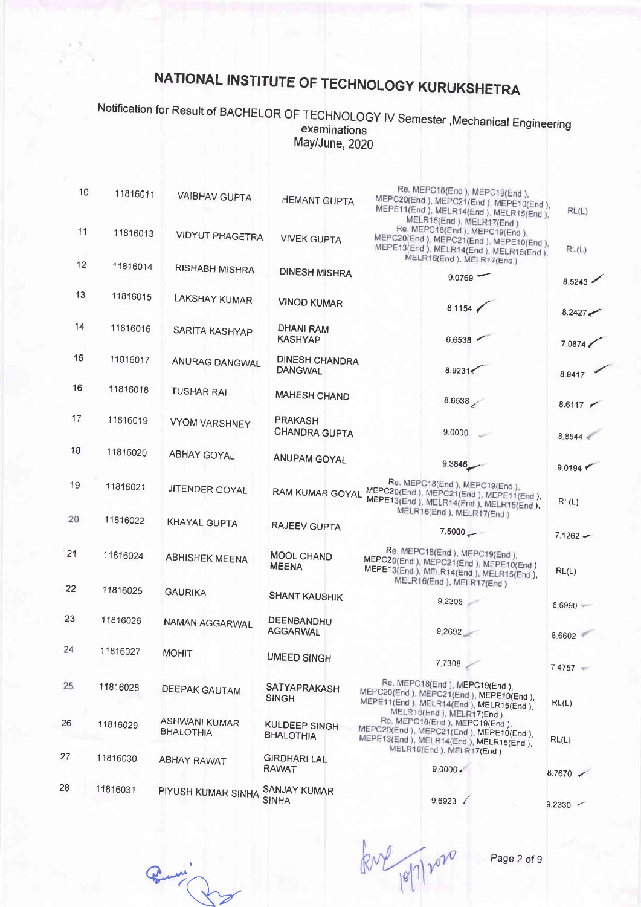# NATIONAL INSTITUTE OF TECHNOLOGY KURUKSHETRA

## Notification for Result of BACHELOR OF TECHNOLOGY IV Semester ,Mechanical Engineering examinations May/June, 2020

| | | | | | |
|---|---|---|---|---|---|
| 10 | 11816011 | VAIBHAV GUPTA | HEMANT GUPTA | Re. MEPC18(End ), MEPC19(End ), MEPC20(End ), MEPC21(End ), MEPE10(End ), MEPE11(End ), MELR14(End ), MELR15(End ), MELR16(End ), MELR17(End ) | RL(L) |
| 11 | 11816013 | VIDYUT PHAGETRA | VIVEK GUPTA | Re. MEPC18(End ), MEPC19(End ), MEPC20(End ), MEPC21(End ), MEPE10(End ), MEPE13(End ), MELR14(End ), MELR15(End ), MELR16(End ), MELR17(End ) | RL(L) |
| 12 | 11816014 | RISHABH MISHRA | DINESH MISHRA | 9.0769 | 8.5243 |
| 13 | 11816015 | LAKSHAY KUMAR | VINOD KUMAR | 8.1154 | 8.2427 |
| 14 | 11816016 | SARITA KASHYAP | DHANI RAM KASHYAP | 6.6538 | 7.0874 |
| 15 | 11816017 | ANURAG DANGWAL | DINESH CHANDRA DANGWAL | 8.9231 | 8.9417 |
| 16 | 11816018 | TUSHAR RAI | MAHESH CHAND | 8.6538 | 8.6117 |
| 17 | 11816019 | VYOM VARSHNEY | PRAKASH CHANDRA GUPTA | 9.0000 | 8.8544 |
| 18 | 11816020 | ABHAY GOYAL | ANUPAM GOYAL | 9.3846 | 9.0194 |
| 19 | 11816021 | JITENDER GOYAL | RAM KUMAR GOYAL | Re. MEPC18(End ), MEPC19(End ), MEPC20(End ), MEPC21(End ), MEPE11(End ), MEPE13(End ), MELR14(End ), MELR15(End ), MELR16(End ), MELR17(End ) | RL(L) |
| 20 | 11816022 | KHAYAL GUPTA | RAJEEV GUPTA | 7.5000 | 7.1262 |
| 21 | 11816024 | ABHISHEK MEENA | MOOL CHAND MEENA | Re. MEPC18(End ), MEPC19(End ), MEPC20(End ), MEPC21(End ), MEPE10(End ), MEPE13(End ), MELR14(End ), MELR15(End ), MELR16(End ), MELR17(End ) | RL(L) |
| 22 | 11816025 | GAURIKA | SHANT KAUSHIK | 9.2308 | 8.6990 |
| 23 | 11816026 | NAMAN AGGARWAL | DEENBANDHU AGGARWAL | 9.2692 | 8.6602 |
| 24 | 11816027 | MOHIT | UMEED SINGH | 7.7308 | 7.4757 |
| 25 | 11816028 | DEEPAK GAUTAM | SATYAPRAKASH SINGH | Re. MEPC18(End ), MEPC19(End ), MEPC20(End ), MEPC21(End ), MEPE10(End ), MEPE11(End ), MELR14(End ), MELR15(End ), MELR16(End ), MELR17(End ) | RL(L) |
| 26 | 11816029 | ASHWANI KUMAR BHALOTHIA | KULDEEP SINGH BHALOTHIA | Re. MEPC18(End ), MEPC19(End ), MEPC20(End ), MEPC21(End ), MEPE10(End ), MEPE13(End ), MELR14(End ), MELR15(End ), MELR16(End ), MELR17(End ) | RL(L) |
| 27 | 11816030 | ABHAY RAWAT | GIRDHARI LAL RAWAT | 9.0000 | 8.7670 |
| 28 | 11816031 | PIYUSH KUMAR SINHA | SANJAY KUMAR SINHA | 9.6923 | 9.2330 |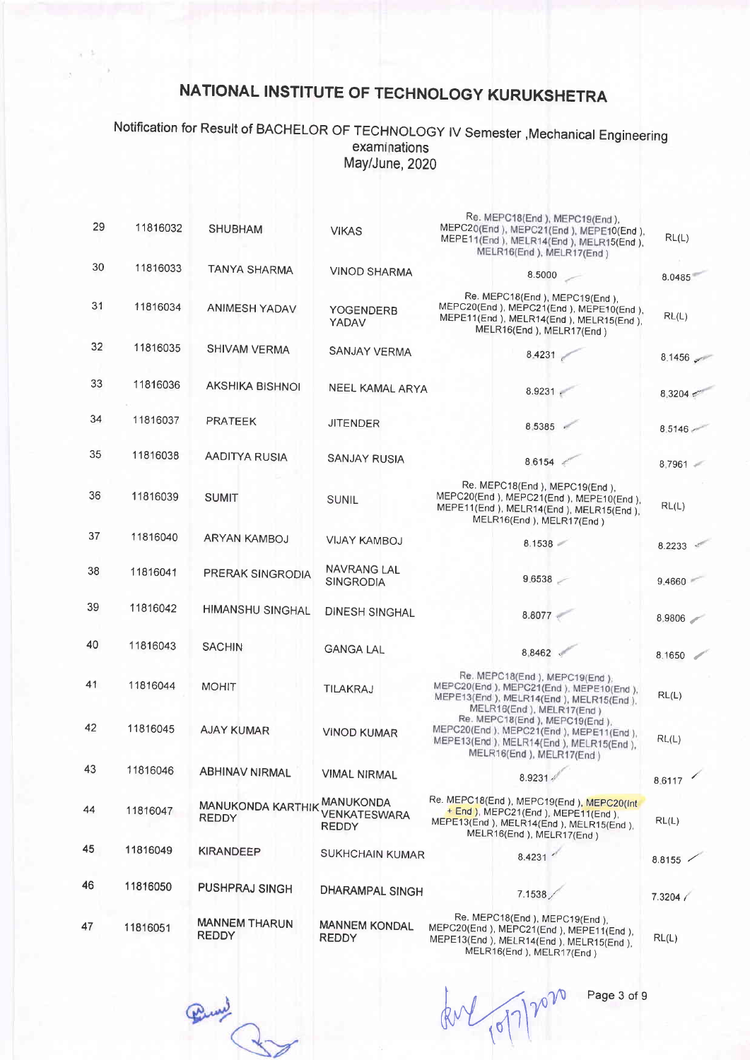# NATIONAL INSTITUTE OF TECHNOLOGY KURUKSHETRA

## Notification for Result of BACHELOR OF TECHNOLOGY IV Semester ,Mechanical Engineering examinations May/June, 2020

| | | | | | |
|---|---|---|---|---|---|
| 29 | 11816032 | SHUBHAM | VIKAS | Re. MEPC18(End ), MEPC19(End ), MEPC20(End ), MEPC21(End ), MEPE10(End ), MEPE11(End ), MELR14(End ), MELR15(End ), MELR16(End ), MELR17(End ) | RL(L) |
| 30 | 11816033 | TANYA SHARMA | VINOD SHARMA | 8.5000 | 8.0485 |
| 31 | 11816034 | ANIMESH YADAV | YOGENDERB YADAV | Re. MEPC18(End ), MEPC19(End ), MEPC20(End ), MEPC21(End ), MEPE10(End ), MEPE11(End ), MELR14(End ), MELR15(End ), MELR16(End ), MELR17(End ) | RL(L) |
| 32 | 11816035 | SHIVAM VERMA | SANJAY VERMA | 8.4231 | 8.1456 |
| 33 | 11816036 | AKSHIKA BISHNOI | NEEL KAMAL ARYA | 8.9231 | 8.3204 |
| 34 | 11816037 | PRATEEK | JITENDER | 8.5385 | 8.5146 |
| 35 | 11816038 | AADITYA RUSIA | SANJAY RUSIA | 8.6154 | 8.7961 |
| 36 | 11816039 | SUMIT | SUNIL | Re. MEPC18(End ), MEPC19(End ), MEPC20(End ), MEPC21(End ), MEPE10(End ), MEPE11(End ), MELR14(End ), MELR15(End ), MELR16(End ), MELR17(End ) | RL(L) |
| 37 | 11816040 | ARYAN KAMBOJ | VIJAY KAMBOJ | 8.1538 | 8.2233 |
| 38 | 11816041 | PRERAK SINGRODIA | NAVRANG LAL SINGRODIA | 9.6538 | 9.4660 |
| 39 | 11816042 | HIMANSHU SINGHAL | DINESH SINGHAL | 8.8077 | 8.9806 |
| 40 | 11816043 | SACHIN | GANGA LAL | 8.8462 | 8.1650 |
| 41 | 11816044 | MOHIT | TILAKRAJ | Re. MEPC18(End ), MEPC19(End ), MEPC20(End ), MEPC21(End ), MEPE10(End ), MEPE13(End ), MELR14(End ), MELR15(End ), MELR16(End ), MELR17(End ) | RL(L) |
| 42 | 11816045 | AJAY KUMAR | VINOD KUMAR | Re. MEPC18(End ), MEPC19(End ), MEPC20(End ), MEPC21(End ), MEPE11(End ), MEPE13(End ), MELR14(End ), MELR15(End ), MELR16(End ), MELR17(End ) | RL(L) |
| 43 | 11816046 | ABHINAV NIRMAL | VIMAL NIRMAL | 8.9231 | 8.6117 |
| 44 | 11816047 | MANUKONDA KARTHIK REDDY | MANUKONDA VENKATESWARA REDDY | Re. MEPC18(End ), MEPC19(End ), MEPC20(Int + End ), MEPC21(End ), MEPE11(End ), MEPE13(End ), MELR14(End ), MELR15(End ), MELR16(End ), MELR17(End ) | RL(L) |
| 45 | 11816049 | KIRANDEEP | SUKHCHAIN KUMAR | 8.4231 | 8.8155 |
| 46 | 11816050 | PUSHPRAJ SINGH | DHARAMPAL SINGH | 7.1538 | 7.3204 |
| 47 | 11816051 | MANNEM THARUN REDDY | MANNEM KONDAL REDDY | Re. MEPC18(End ), MEPC19(End ), MEPC20(End ), MEPC21(End ), MEPE11(End ), MEPE13(End ), MELR14(End ), MELR15(End ), MELR16(End ), MELR17(End ) | RL(L) |

10/7/2020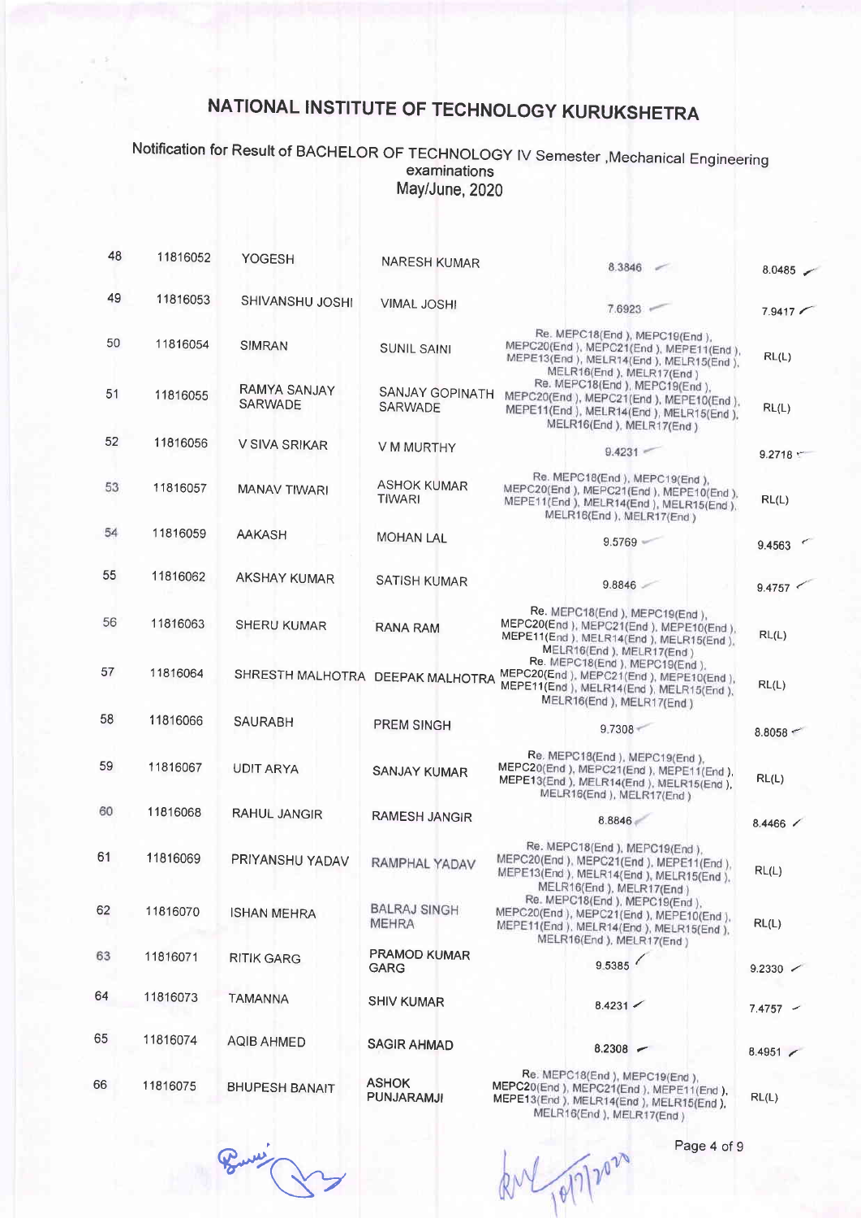# NATIONAL INSTITUTE OF TECHNOLOGY KURUKSHETRA

## Notification for Result of BACHELOR OF TECHNOLOGY IV Semester ,Mechanical Engineering examinations May/June, 2020

| | | | | | |
|---|---|---|---|---|---|
| 48 | 11816052 | YOGESH | NARESH KUMAR | 8.3846 | 8.0485 |
| 49 | 11816053 | SHIVANSHU JOSHI | VIMAL JOSHI | 7.6923 | 7.9417 |
| 50 | 11816054 | SIMRAN | SUNIL SAINI | Re. MEPC18(End ), MEPC19(End ), MEPC20(End ), MEPC21(End ), MEPE11(End ), MEPE13(End ), MELR14(End ), MELR15(End ), MELR16(End ), MELR17(End ) | RL(L) |
| 51 | 11816055 | RAMYA SANJAY SARWADE | SANJAY GOPINATH SARWADE | Re. MEPC18(End ), MEPC19(End ), MEPC20(End ), MEPC21(End ), MEPE10(End ), MEPE11(End ), MELR14(End ), MELR15(End ), MELR16(End ), MELR17(End ) | RL(L) |
| 52 | 11816056 | V SIVA SRIKAR | V M MURTHY | 9.4231 | 9.2718 |
| 53 | 11816057 | MANAV TIWARI | ASHOK KUMAR TIWARI | Re. MEPC18(End ), MEPC19(End ), MEPC20(End ), MEPC21(End ), MEPE10(End ), MEPE11(End ), MELR14(End ), MELR15(End ), MELR16(End ), MELR17(End ) | RL(L) |
| 54 | 11816059 | AAKASH | MOHAN LAL | 9.5769 | 9.4563 |
| 55 | 11816062 | AKSHAY KUMAR | SATISH KUMAR | 9.8846 | 9.4757 |
| 56 | 11816063 | SHERU KUMAR | RANA RAM | Re. MEPC18(End ), MEPC19(End ), MEPC20(End ), MEPC21(End ), MEPE10(End ), MEPE11(End ), MELR14(End ), MELR15(End ), MELR16(End ), MELR17(End ) | RL(L) |
| 57 | 11816064 | SHRESTH MALHOTRA | DEEPAK MALHOTRA | Re. MEPC18(End ), MEPC19(End ), MEPC20(End ), MEPC21(End ), MEPE10(End ), MEPE11(End ), MELR14(End ), MELR15(End ), MELR16(End ), MELR17(End ) | RL(L) |
| 58 | 11816066 | SAURABH | PREM SINGH | 9.7308 | 8.8058 |
| 59 | 11816067 | UDIT ARYA | SANJAY KUMAR | Re. MEPC18(End ), MEPC19(End ), MEPC20(End ), MEPC21(End ), MEPE11(End ), MEPE13(End ), MELR14(End ), MELR15(End ), MELR16(End ), MELR17(End ) | RL(L) |
| 60 | 11816068 | RAHUL JANGIR | RAMESH JANGIR | 8.8846 | 8.4466 |
| 61 | 11816069 | PRIYANSHU YADAV | RAMPHAL YADAV | Re. MEPC18(End ), MEPC19(End ), MEPC20(End ), MEPC21(End ), MEPE11(End ), MEPE13(End ), MELR14(End ), MELR15(End ), MELR16(End ), MELR17(End ) | RL(L) |
| 62 | 11816070 | ISHAN MEHRA | BALRAJ SINGH MEHRA | Re. MEPC18(End ), MEPC19(End ), MEPC20(End ), MEPC21(End ), MEPE10(End ), MEPE11(End ), MELR14(End ), MELR15(End ), MELR16(End ), MELR17(End ) | RL(L) |
| 63 | 11816071 | RITIK GARG | PRAMOD KUMAR GARG | 9.5385 | 9.2330 |
| 64 | 11816073 | TAMANNA | SHIV KUMAR | 8.4231 | 7.4757 |
| 65 | 11816074 | AQIB AHMED | SAGIR AHMAD | 8.2308 | 8.4951 |
| 66 | 11816075 | BHUPESH BANAIT | ASHOK PUNJARAMJI | Re. MEPC18(End ), MEPC19(End ), MEPC20(End ), MEPC21(End ), MEPE11(End ), MEPE13(End ), MELR14(End ), MELR15(End ), MELR16(End ), MELR17(End ) | RL(L) |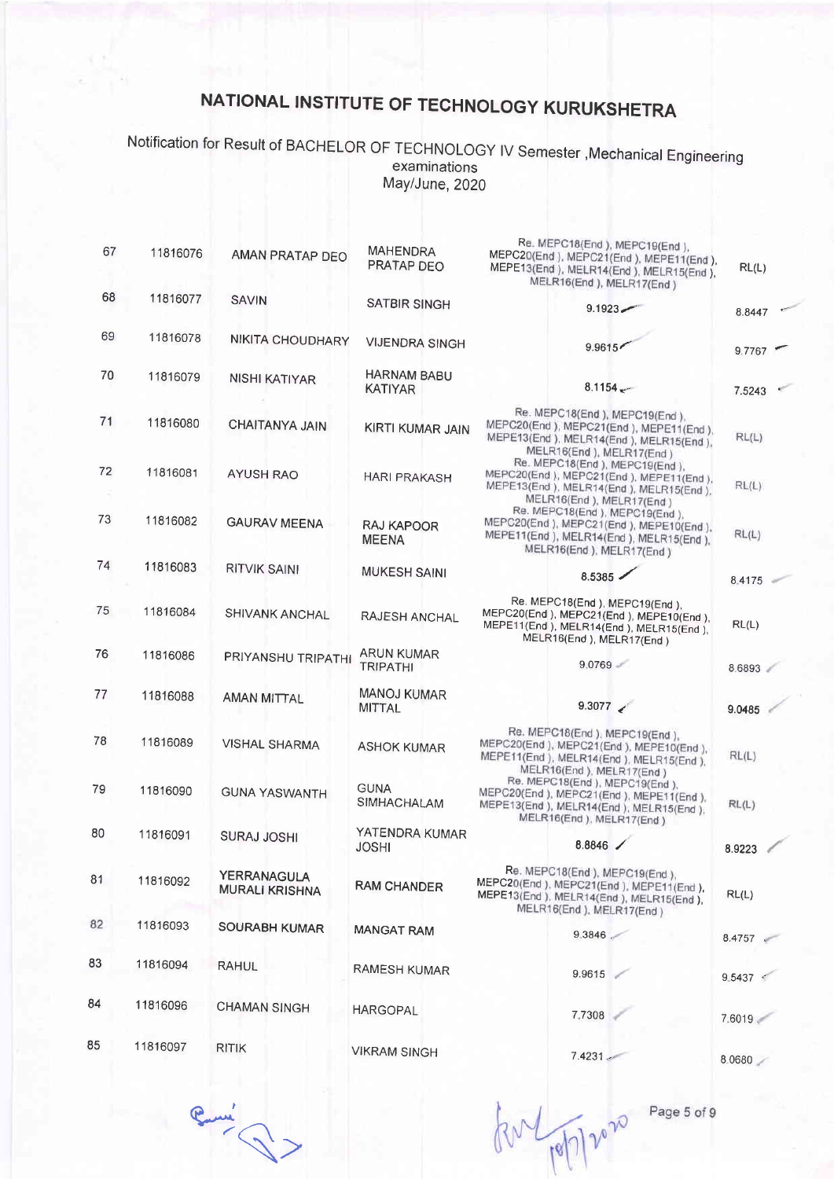# NATIONAL INSTITUTE OF TECHNOLOGY KURUKSHETRA

Notification for Result of BACHELOR OF TECHNOLOGY IV Semester ,Mechanical Engineering examinations May/June, 2020

| | | | | | |
|---|---|---|---|---|---|
| 67 | 11816076 | AMAN PRATAP DEO | MAHENDRA PRATAP DEO | Re. MEPC18(End ), MEPC19(End ), MEPC20(End ), MEPC21(End ), MEPE11(End ), MEPE13(End ), MELR14(End ), MELR15(End ), MELR16(End ), MELR17(End ) | RL(L) |
| 68 | 11816077 | SAVIN | SATBIR SINGH | 9.1923 | 8.8447 |
| 69 | 11816078 | NIKITA CHOUDHARY | VIJENDRA SINGH | 9.9615 | 9.7767 |
| 70 | 11816079 | NISHI KATIYAR | HARNAM BABU KATIYAR | 8.1154 | 7.5243 |
| 71 | 11816080 | CHAITANYA JAIN | KIRTI KUMAR JAIN | Re. MEPC18(End ), MEPC19(End ), MEPC20(End ), MEPC21(End ), MEPE11(End ), MEPE13(End ), MELR14(End ), MELR15(End ), MELR16(End ), MELR17(End ) | RL(L) |
| 72 | 11816081 | AYUSH RAO | HARI PRAKASH | Re. MEPC18(End ), MEPC19(End ), MEPC20(End ), MEPC21(End ), MEPE11(End ), MEPE13(End ), MELR14(End ), MELR15(End ), MELR16(End ), MELR17(End ) | RL(L) |
| 73 | 11816082 | GAURAV MEENA | RAJ KAPOOR MEENA | Re. MEPC18(End ), MEPC19(End ), MEPC20(End ), MEPC21(End ), MEPE10(End ), MEPE11(End ), MELR14(End ), MELR15(End ), MELR16(End ), MELR17(End ) | RL(L) |
| 74 | 11816083 | RITVIK SAINI | MUKESH SAINI | 8.5385 | 8.4175 |
| 75 | 11816084 | SHIVANK ANCHAL | RAJESH ANCHAL | Re. MEPC18(End ), MEPC19(End ), MEPC20(End ), MEPC21(End ), MEPE10(End ), MEPE11(End ), MELR14(End ), MELR15(End ), MELR16(End ), MELR17(End ) | RL(L) |
| 76 | 11816086 | PRIYANSHU TRIPATHI | ARUN KUMAR TRIPATHI | 9.0769 | 8.6893 |
| 77 | 11816088 | AMAN MITTAL | MANOJ KUMAR MITTAL | 9.3077 | 9.0485 |
| 78 | 11816089 | VISHAL SHARMA | ASHOK KUMAR | Re. MEPC18(End ), MEPC19(End ), MEPC20(End ), MEPC21(End ), MEPE10(End ), MEPE11(End ), MELR14(End ), MELR15(End ), MELR16(End ), MELR17(End ) | RL(L) |
| 79 | 11816090 | GUNA YASWANTH | GUNA SIMHACHALAM | Re. MEPC18(End ), MEPC19(End ), MEPC20(End ), MEPC21(End ), MEPE11(End ), MEPE13(End ), MELR14(End ), MELR15(End ), MELR16(End ), MELR17(End ) | RL(L) |
| 80 | 11816091 | SURAJ JOSHI | YATENDRA KUMAR JOSHI | 8.8846 | 8.9223 |
| 81 | 11816092 | YERRANAGULA MURALI KRISHNA | RAM CHANDER | Re. MEPC18(End ), MEPC19(End ), MEPC20(End ), MEPC21(End ), MEPE11(End ), MEPE13(End ), MELR14(End ), MELR15(End ), MELR16(End ), MELR17(End ) | RL(L) |
| 82 | 11816093 | SOURABH KUMAR | MANGAT RAM | 9.3846 | 8.4757 |
| 83 | 11816094 | RAHUL | RAMESH KUMAR | 9.9615 | 9.5437 |
| 84 | 11816096 | CHAMAN SINGH | HARGOPAL | 7.7308 | 7.6019 |
| 85 | 11816097 | RITIK | VIKRAM SINGH | 7.4231 | 8.0680 |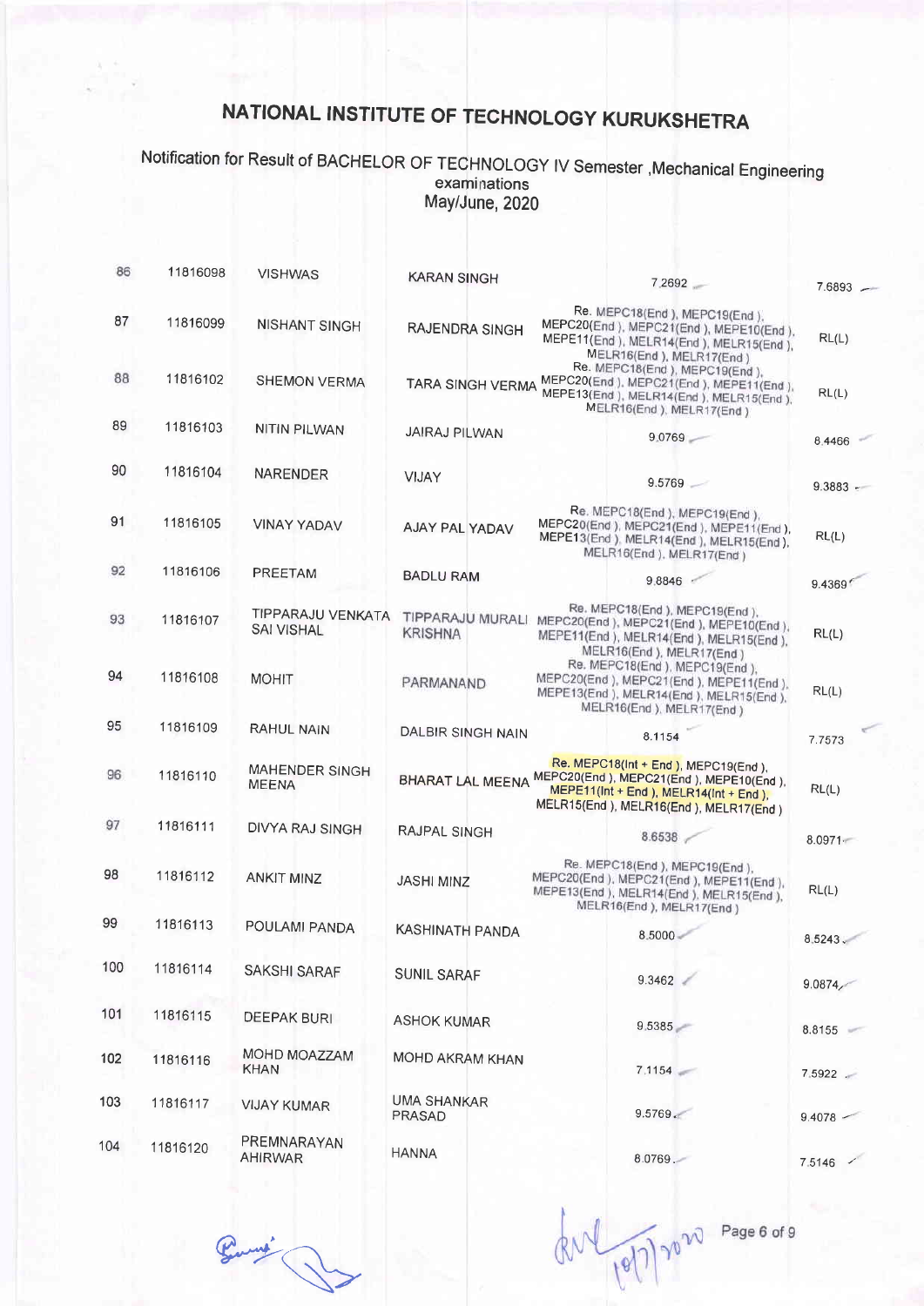# NATIONAL INSTITUTE OF TECHNOLOGY KURUKSHETRA

## Notification for Result of BACHELOR OF TECHNOLOGY IV Semester ,Mechanical Engineering examinations May/June, 2020

| | | | | | |
|---|---|---|---|---|---|
| 86 | 11816098 | VISHWAS | KARAN SINGH | 7.2692 | 7.6893 |
| 87 | 11816099 | NISHANT SINGH | RAJENDRA SINGH | Re. MEPC18(End ), MEPC19(End ), MEPC20(End ), MEPC21(End ), MEPE10(End ), MEPE11(End ), MELR14(End ), MELR15(End ), MELR16(End ), MELR17(End ) | RL(L) |
| 88 | 11816102 | SHEMON VERMA | TARA SINGH VERMA | Re. MEPC18(End ), MEPC19(End ), MEPC20(End ), MEPC21(End ), MEPE11(End ), MEPE13(End ), MELR14(End ), MELR15(End ), MELR16(End ), MELR17(End ) | RL(L) |
| 89 | 11816103 | NITIN PILWAN | JAIRAJ PILWAN | 9.0769 | 8.4466 |
| 90 | 11816104 | NARENDER | VIJAY | 9.5769 | 9.3883 |
| 91 | 11816105 | VINAY YADAV | AJAY PAL YADAV | Re. MEPC18(End ), MEPC19(End ), MEPC20(End ), MEPC21(End ), MEPE11(End ), MEPE13(End ), MELR14(End ), MELR15(End ), MELR16(End ), MELR17(End ) | RL(L) |
| 92 | 11816106 | PREETAM | BADLU RAM | 9.8846 | 9.4369 |
| 93 | 11816107 | TIPPARAJU VENKATA SAI VISHAL | TIPPARAJU MURALI KRISHNA | Re. MEPC18(End ), MEPC19(End ), MEPC20(End ), MEPC21(End ), MEPE10(End ), MEPE11(End ), MELR14(End ), MELR15(End ), MELR16(End ), MELR17(End ) | RL(L) |
| 94 | 11816108 | MOHIT | PARMANAND | Re. MEPC18(End ), MEPC19(End ), MEPC20(End ), MEPC21(End ), MEPE11(End ), MEPE13(End ), MELR14(End ), MELR15(End ), MELR16(End ), MELR17(End ) | RL(L) |
| 95 | 11816109 | RAHUL NAIN | DALBIR SINGH NAIN | 8.1154 | 7.7573 |
| 96 | 11816110 | MAHENDER SINGH MEENA | BHARAT LAL MEENA | Re. MEPC18(Int + End ), MEPC19(End ), MEPC20(End ), MEPC21(End ), MEPE10(End ), MEPE11(Int + End ), MELR14(Int + End ), MELR15(End ), MELR16(End ), MELR17(End ) | RL(L) |
| 97 | 11816111 | DIVYA RAJ SINGH | RAJPAL SINGH | 8.6538 | 8.0971 |
| 98 | 11816112 | ANKIT MINZ | JASHI MINZ | Re. MEPC18(End ), MEPC19(End ), MEPC20(End ), MEPC21(End ), MEPE11(End ), MEPE13(End ), MELR14(End ), MELR15(End ), MELR16(End ), MELR17(End ) | RL(L) |
| 99 | 11816113 | POULAMI PANDA | KASHINATH PANDA | 8.5000 | 8.5243 |
| 100 | 11816114 | SAKSHI SARAF | SUNIL SARAF | 9.3462 | 9.0874 |
| 101 | 11816115 | DEEPAK BURI | ASHOK KUMAR | 9.5385 | 8.8155 |
| 102 | 11816116 | MOHD MOAZZAM KHAN | MOHD AKRAM KHAN | 7.1154 | 7.5922 |
| 103 | 11816117 | VIJAY KUMAR | UMA SHANKAR PRASAD | 9.5769 | 9.4078 |
| 104 | 11816120 | PREMNARAYAN AHIRWAR | HANNA | 8.0769 | 7.5146 |

10/7/2020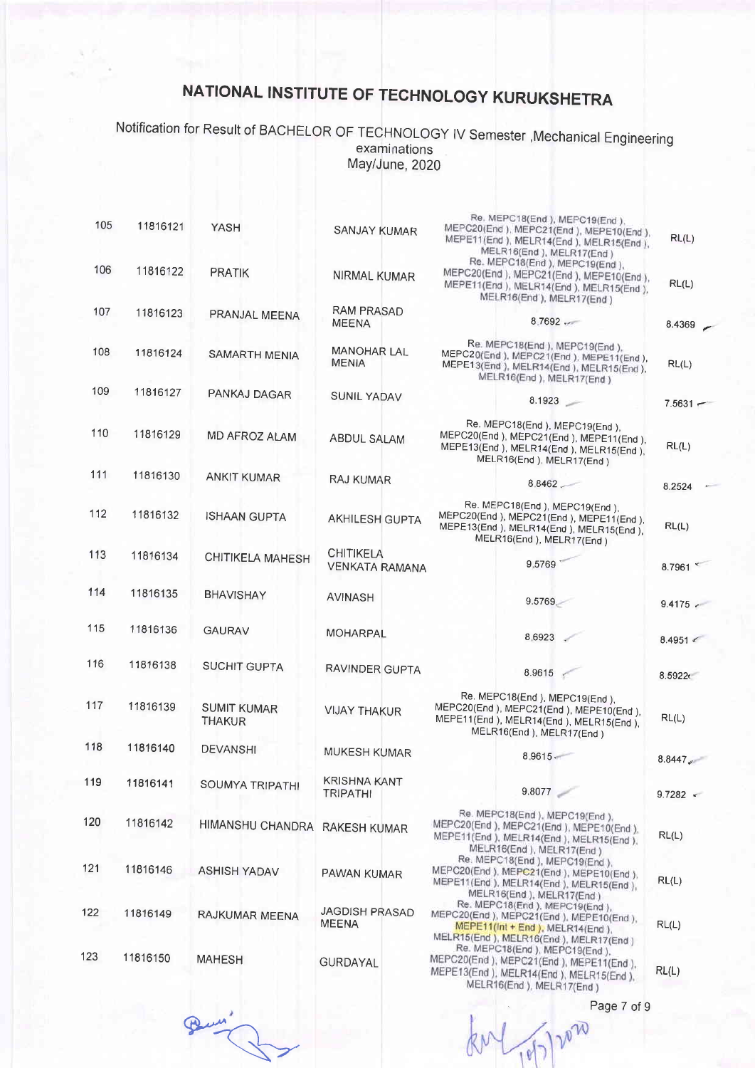# NATIONAL INSTITUTE OF TECHNOLOGY KURUKSHETRA

Notification for Result of BACHELOR OF TECHNOLOGY IV Semester ,Mechanical Engineering examinations May/June, 2020

| | | | | | |
|---|---|---|---|---|---|
| 105 | 11816121 | YASH | SANJAY KUMAR | Re. MEPC18(End ), MEPC19(End ), MEPC20(End ), MEPC21(End ), MEPE10(End ), MEPE11(End ), MELR14(End ), MELR15(End ), MELR16(End ), MELR17(End ) | RL(L) |
| 106 | 11816122 | PRATIK | NIRMAL KUMAR | Re. MEPC18(End ), MEPC19(End ), MEPC20(End ), MEPC21(End ), MEPE10(End ), MEPE11(End ), MELR14(End ), MELR15(End ), MELR16(End ), MELR17(End ) | RL(L) |
| 107 | 11816123 | PRANJAL MEENA | RAM PRASAD MEENA | 8.7692 | 8.4369 |
| 108 | 11816124 | SAMARTH MENIA | MANOHAR LAL MENIA | Re. MEPC18(End ), MEPC19(End ), MEPC20(End ), MEPC21(End ), MEPE11(End ), MEPE13(End ), MELR14(End ), MELR15(End ), MELR16(End ), MELR17(End ) | RL(L) |
| 109 | 11816127 | PANKAJ DAGAR | SUNIL YADAV | 8.1923 | 7.5631 |
| 110 | 11816129 | MD AFROZ ALAM | ABDUL SALAM | Re. MEPC18(End ), MEPC19(End ), MEPC20(End ), MEPC21(End ), MEPE11(End ), MEPE13(End ), MELR14(End ), MELR15(End ), MELR16(End ), MELR17(End ) | RL(L) |
| 111 | 11816130 | ANKIT KUMAR | RAJ KUMAR | 8.8462 | 8.2524 |
| 112 | 11816132 | ISHAAN GUPTA | AKHILESH GUPTA | Re. MEPC18(End ), MEPC19(End ), MEPC20(End ), MEPC21(End ), MEPE11(End ), MEPE13(End ), MELR14(End ), MELR15(End ), MELR16(End ), MELR17(End ) | RL(L) |
| 113 | 11816134 | CHITIKELA MAHESH | CHITIKELA VENKATA RAMANA | 9.5769 | 8.7961 |
| 114 | 11816135 | BHAVISHAY | AVINASH | 9.5769 | 9.4175 |
| 115 | 11816136 | GAURAV | MOHARPAL | 8.6923 | 8.4951 |
| 116 | 11816138 | SUCHIT GUPTA | RAVINDER GUPTA | 8.9615 | 8.5922 |
| 117 | 11816139 | SUMIT KUMAR THAKUR | VIJAY THAKUR | Re. MEPC18(End ), MEPC19(End ), MEPC20(End ), MEPC21(End ), MEPE10(End ), MEPE11(End ), MELR14(End ), MELR15(End ), MELR16(End ), MELR17(End ) | RL(L) |
| 118 | 11816140 | DEVANSHI | MUKESH KUMAR | 8.9615 | 8.8447 |
| 119 | 11816141 | SOUMYA TRIPATHI | KRISHNA KANT TRIPATHI | 9.8077 | 9.7282 |
| 120 | 11816142 | HIMANSHU CHANDRA | RAKESH KUMAR | Re. MEPC18(End ), MEPC19(End ), MEPC20(End ), MEPC21(End ), MEPE10(End ), MEPE11(End ), MELR14(End ), MELR15(End ), MELR16(End ), MELR17(End ) | RL(L) |
| 121 | 11816146 | ASHISH YADAV | PAWAN KUMAR | Re. MEPC18(End ), MEPC19(End ), MEPC20(End ), MEPC21(End ), MEPE10(End ), MEPE11(End ), MELR14(End ), MELR15(End ), MELR16(End ), MELR17(End ) | RL(L) |
| 122 | 11816149 | RAJKUMAR MEENA | JAGDISH PRASAD MEENA | Re. MEPC18(End ), MEPC19(End ), MEPC20(End ), MEPC21(End ), MEPE10(End ), MEPE11(Int + End ), MELR14(End ), MELR15(End ), MELR16(End ), MELR17(End ) | RL(L) |
| 123 | 11816150 | MAHESH | GURDAYAL | Re. MEPC18(End ), MEPC19(End ), MEPC20(End ), MEPC21(End ), MEPE11(End ), MEPE13(End ), MELR14(End ), MELR15(End ), MELR16(End ), MELR17(End ) | RL(L) |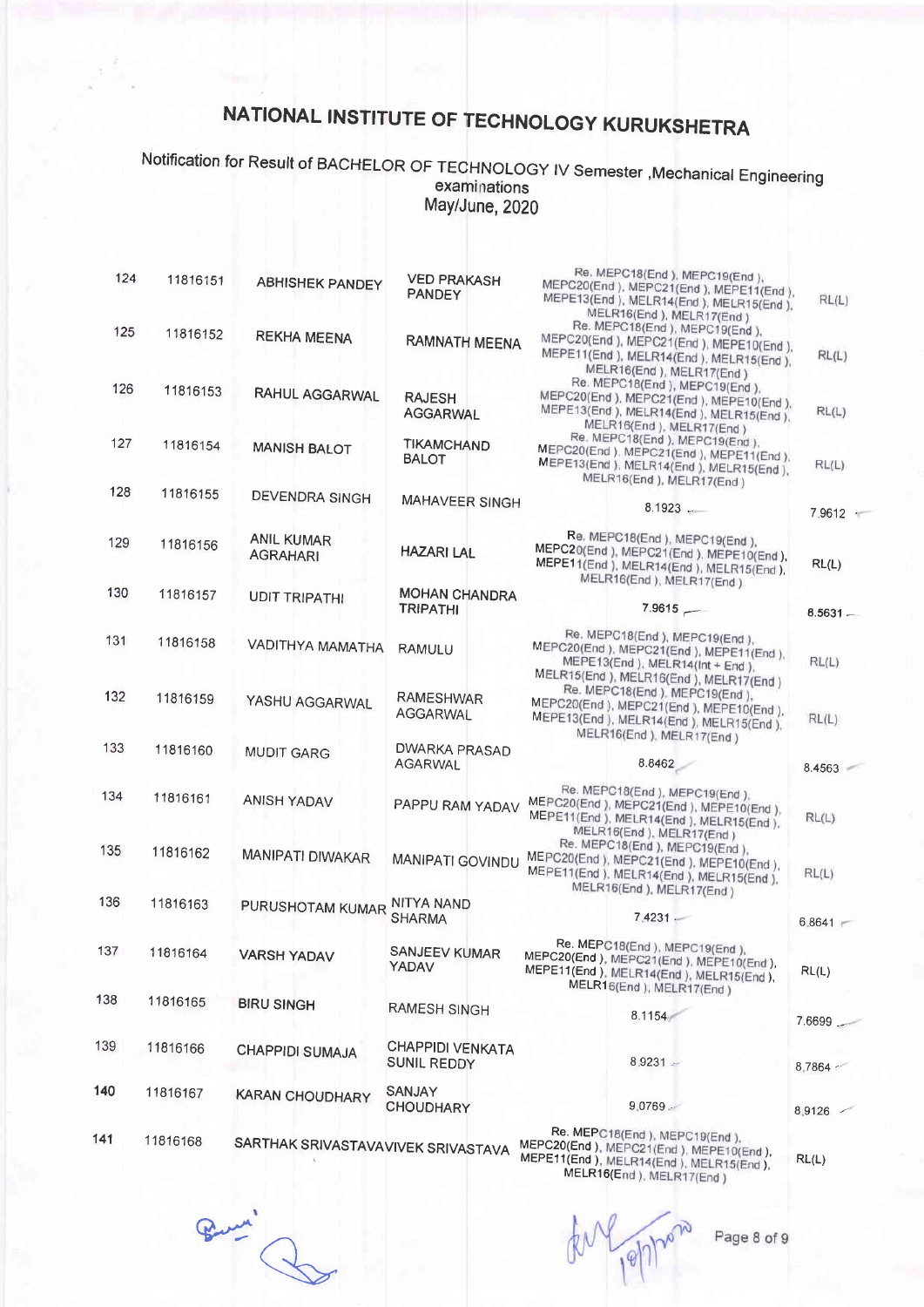# NATIONAL INSTITUTE OF TECHNOLOGY KURUKSHETRA

## Notification for Result of BACHELOR OF TECHNOLOGY IV Semester ,Mechanical Engineering examinations May/June, 2020

| | | | | | |
|---|---|---|---|---|---|
| 124 | 11816151 | ABHISHEK PANDEY | VED PRAKASH PANDEY | Re. MEPC18(End ), MEPC19(End ), MEPC20(End ), MEPC21(End ), MEPE11(End ), MEPE13(End ), MELR14(End ), MELR15(End ), MELR16(End ), MELR17(End ) | RL(L) |
| 125 | 11816152 | REKHA MEENA | RAMNATH MEENA | Re. MEPC18(End ), MEPC19(End ), MEPC20(End ), MEPC21(End ), MEPE10(End ), MEPE11(End ), MELR14(End ), MELR15(End ), MELR16(End ), MELR17(End ) | RL(L) |
| 126 | 11816153 | RAHUL AGGARWAL | RAJESH AGGARWAL | Re. MEPC18(End ), MEPC19(End ), MEPC20(End ), MEPC21(End ), MEPE10(End ), MEPE13(End ), MELR14(End ), MELR15(End ), MELR16(End ), MELR17(End ) | RL(L) |
| 127 | 11816154 | MANISH BALOT | TIKAMCHAND BALOT | Re. MEPC18(End ), MEPC19(End ), MEPC20(End ), MEPC21(End ), MEPE11(End ), MEPE13(End ), MELR14(End ), MELR15(End ), MELR16(End ), MELR17(End ) | RL(L) |
| 128 | 11816155 | DEVENDRA SINGH | MAHAVEER SINGH | 8.1923 | 7.9612 |
| 129 | 11816156 | ANIL KUMAR AGRAHARI | HAZARI LAL | Re. MEPC18(End ), MEPC19(End ), MEPC20(End ), MEPC21(End ), MEPE10(End ), MEPE11(End ), MELR14(End ), MELR15(End ), MELR16(End ), MELR17(End ) | RL(L) |
| 130 | 11816157 | UDIT TRIPATHI | MOHAN CHANDRA TRIPATHI | 7.9615 | 8.5631 |
| 131 | 11816158 | VADITHYA MAMATHA | RAMULU | Re. MEPC18(End ), MEPC19(End ), MEPC20(End ), MEPC21(End ), MEPE11(End ), MEPE13(End ), MELR14(Int + End ), MELR15(End ), MELR16(End ), MELR17(End ) | RL(L) |
| 132 | 11816159 | YASHU AGGARWAL | RAMESHWAR AGGARWAL | Re. MEPC18(End ), MEPC19(End ), MEPC20(End ), MEPC21(End ), MEPE10(End ), MEPE13(End ), MELR14(End ), MELR15(End ), MELR16(End ), MELR17(End ) | RL(L) |
| 133 | 11816160 | MUDIT GARG | DWARKA PRASAD AGARWAL | 8.8462 | 8.4563 |
| 134 | 11816161 | ANISH YADAV | PAPPU RAM YADAV | Re. MEPC18(End ), MEPC19(End ), MEPC20(End ), MEPC21(End ), MEPE10(End ), MEPE11(End ), MELR14(End ), MELR15(End ), MELR16(End ), MELR17(End ) | RL(L) |
| 135 | 11816162 | MANIPATI DIWAKAR | MANIPATI GOVINDU | Re. MEPC18(End ), MEPC19(End ), MEPC20(End ), MEPC21(End ), MEPE10(End ), MEPE11(End ), MELR14(End ), MELR15(End ), MELR16(End ), MELR17(End ) | RL(L) |
| 136 | 11816163 | PURUSHOTAM KUMAR | NITYA NAND SHARMA | 7.4231 | 6.8641 |
| 137 | 11816164 | VARSH YADAV | SANJEEV KUMAR YADAV | Re. MEPC18(End ), MEPC19(End ), MEPC20(End ), MEPC21(End ), MEPE10(End ), MEPE11(End ), MELR14(End ), MELR15(End ), MELR16(End ), MELR17(End ) | RL(L) |
| 138 | 11816165 | BIRU SINGH | RAMESH SINGH | 8.1154 | 7.6699 |
| 139 | 11816166 | CHAPPIDI SUMAJA | CHAPPIDI VENKATA SUNIL REDDY | 8.9231 | 8.7864 |
| 140 | 11816167 | KARAN CHOUDHARY | SANJAY CHOUDHARY | 9.0769 | 8.9126 |
| 141 | 11816168 | SARTHAK SRIVASTAVA | VIVEK SRIVASTAVA | Re. MEPC18(End ), MEPC19(End ), MEPC20(End ), MEPC21(End ), MEPE10(End ), MEPE11(End ), MELR14(End ), MELR15(End ), MELR16(End ), MELR17(End ) | RL(L) |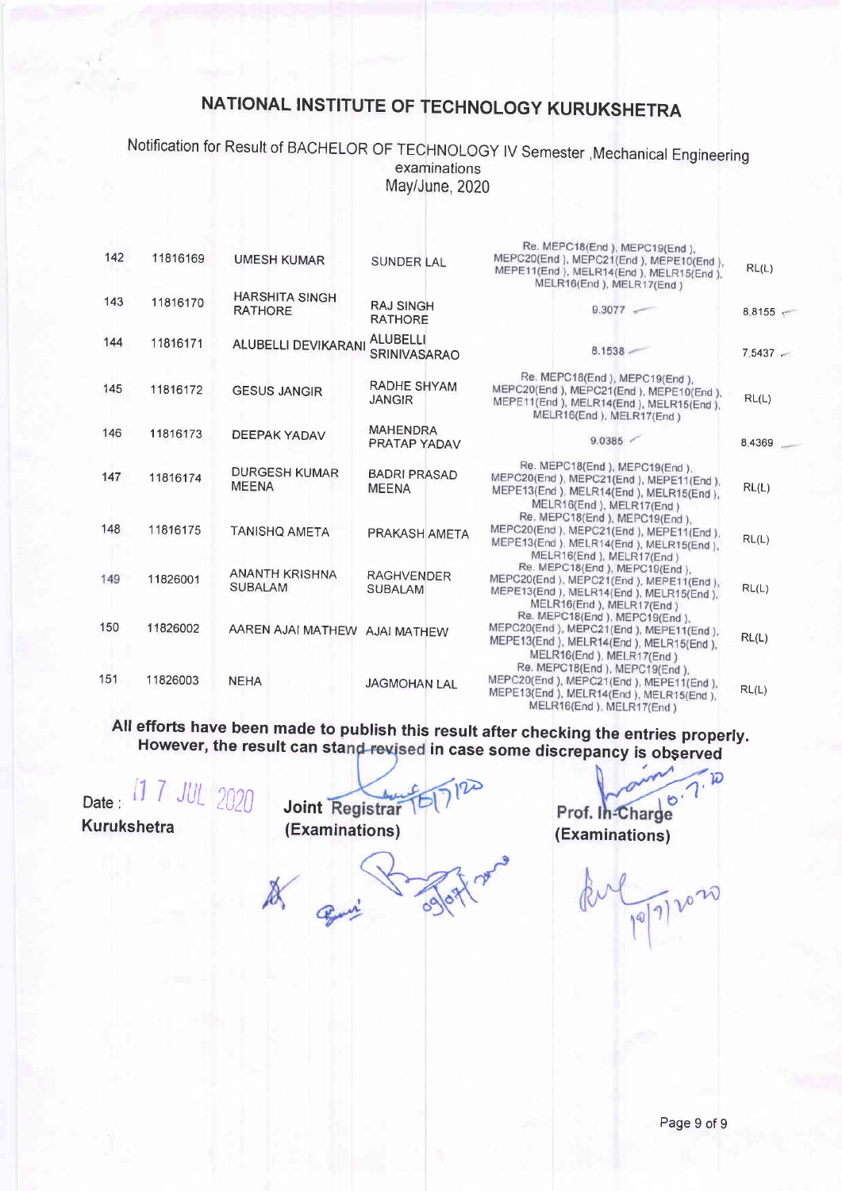# NATIONAL INSTITUTE OF TECHNOLOGY KURUKSHETRA

Notification for Result of BACHELOR OF TECHNOLOGY IV Semester ,Mechanical Engineering examinations May/June, 2020

| | | | | | |
|---|---|---|---|---|---|
| 142 | 11816169 | UMESH KUMAR | SUNDER LAL | Re. MEPC18(End ), MEPC19(End ), MEPC20(End ), MEPC21(End ), MEPE10(End ), MEPE11(End ), MELR14(End ), MELR15(End ), MELR16(End ), MELR17(End ) | RL(L) |
| 143 | 11816170 | HARSHITA SINGH RATHORE | RAJ SINGH RATHORE | 9.3077 | 8.8155 |
| 144 | 11816171 | ALUBELLI DEVIKARANI | ALUBELLI SRINIVASARAO | 8.1538 | 7.5437 |
| 145 | 11816172 | GESUS JANGIR | RADHE SHYAM JANGIR | Re. MEPC18(End ), MEPC19(End ), MEPC20(End ), MEPC21(End ), MEPE10(End ), MEPE11(End ), MELR14(End ), MELR15(End ), MELR16(End ), MELR17(End ) | RL(L) |
| 146 | 11816173 | DEEPAK YADAV | MAHENDRA PRATAP YADAV | 9.0385 | 8.4369 |
| 147 | 11816174 | DURGESH KUMAR MEENA | BADRI PRASAD MEENA | Re. MEPC18(End ), MEPC19(End ), MEPC20(End ), MEPC21(End ), MEPE11(End ), MEPE13(End ), MELR14(End ), MELR15(End ), MELR16(End ), MELR17(End ) | RL(L) |
| 148 | 11816175 | TANISHQ AMETA | PRAKASH AMETA | Re. MEPC18(End ), MEPC19(End ), MEPC20(End ), MEPC21(End ), MEPE11(End ), MEPE13(End ), MELR14(End ), MELR15(End ), MELR16(End ), MELR17(End ) | RL(L) |
| 149 | 11826001 | ANANTH KRISHNA SUBALAM | RAGHVENDER SUBALAM | Re. MEPC18(End ), MEPC19(End ), MEPC20(End ), MEPC21(End ), MEPE11(End ), MEPE13(End ), MELR14(End ), MELR15(End ), MELR16(End ), MELR17(End ) | RL(L) |
| 150 | 11826002 | AAREN AJAI MATHEW | AJAI MATHEW | Re. MEPC18(End ), MEPC19(End ), MEPC20(End ), MEPC21(End ), MEPE11(End ), MEPE13(End ), MELR14(End ), MELR15(End ), MELR16(End ), MELR17(End ) | RL(L) |
| 151 | 11826003 | NEHA | JAGMOHAN LAL | Re. MEPC18(End ), MEPC19(End ), MEPC20(End ), MEPC21(End ), MEPE11(End ), MEPE13(End ), MELR14(End ), MELR15(End ), MELR16(End ), MELR17(End ) | RL(L) |

**All efforts have been made to publish this result after checking the entries properly. However, the result can stand revised in case some discrepancy is observed**

**Date :** 17 JUL 2020
**Kurukshetra**

**Joint Registrar (Examinations)**

**Prof. In-Charge (Examinations)**